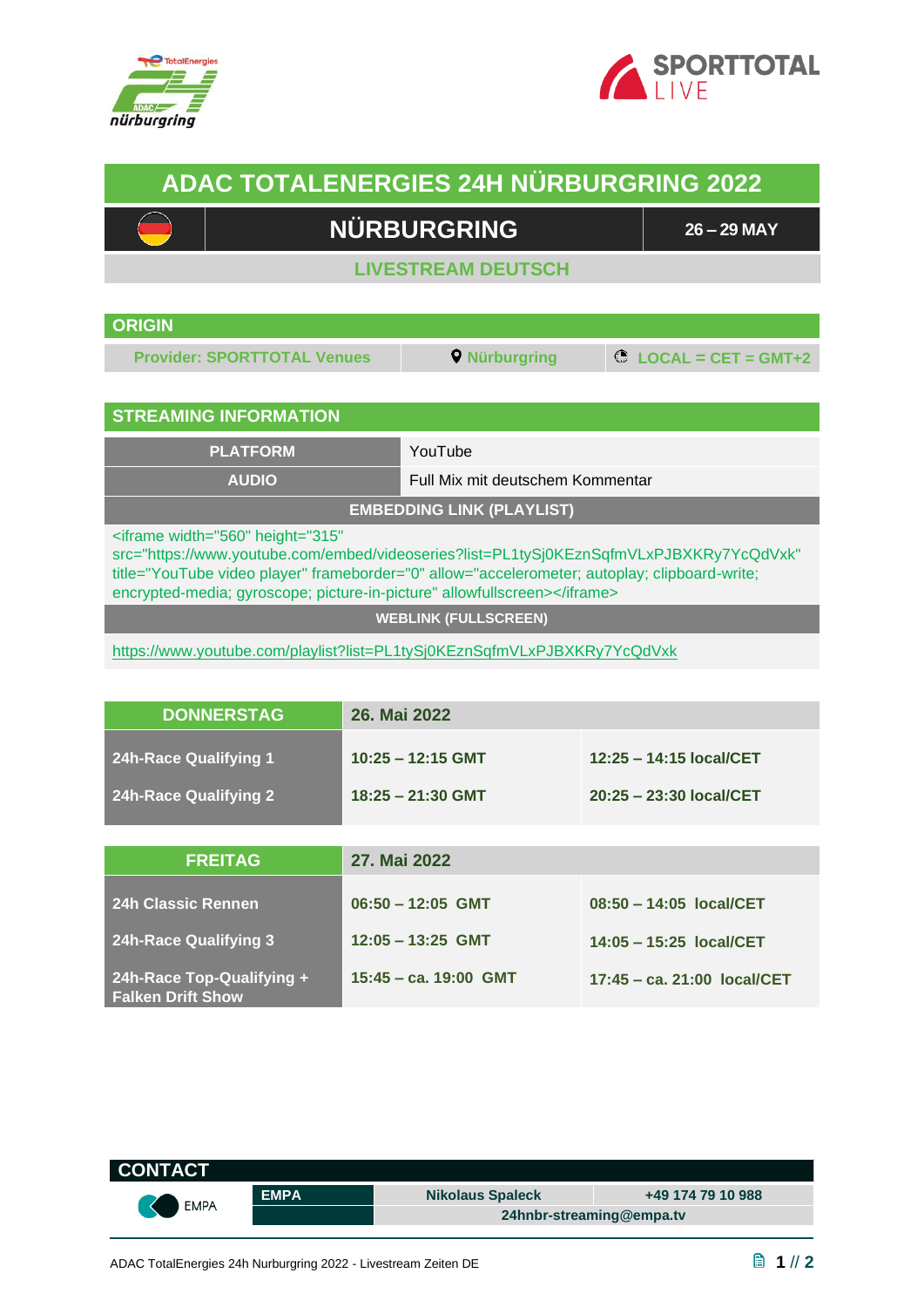# ADAC TOTALENERGIES 24H NÜRBURGRING 2022

## NÜRBURGRING

**26 – 29 MAY**

### LIVESTREAM DEUTSCH

## ORIGIN

| Provider: SPORTTOTAL Venues | Nürburgring | LOCAL = CET = GMT+2 |
|---|---|---|

## STREAMING INFORMATION

| | |
|---|---|
| **PLATFORM** | YouTube |
| **AUDIO** | Full Mix mit deutschem Kommentar |

**EMBEDDING LINK (PLAYLIST)**

```
<iframe width="560" height="315" src="https://www.youtube.com/embed/videoseries?list=PL1tySj0KEznSqfmVLxPJBXKRy7YcQdVxk" title="YouTube video player" frameborder="0" allow="accelerometer; autoplay; clipboard-write; encrypted-media; gyroscope; picture-in-picture" allowfullscreen></iframe>
```

**WEBLINK (FULLSCREEN)**

https://www.youtube.com/playlist?list=PL1tySj0KEznSqfmVLxPJBXKRy7YcQdVxk

| DONNERSTAG | 26. Mai 2022 | |
|---|---|---|
| 24h-Race Qualifying 1 | 10:25 – 12:15 GMT | 12:25 – 14:15 local/CET |
| 24h-Race Qualifying 2 | 18:25 – 21:30 GMT | 20:25 – 23:30 local/CET |

| FREITAG | 27. Mai 2022 | |
|---|---|---|
| 24h Classic Rennen | 06:50 – 12:05 GMT | 08:50 – 14:05 local/CET |
| 24h-Race Qualifying 3 | 12:05 – 13:25 GMT | 14:05 – 15:25 local/CET |
| 24h-Race Top-Qualifying + Falken Drift Show | 15:45 – ca. 19:00 GMT | 17:45 – ca. 21:00 local/CET |

## CONTACT

| | | | |
|---|---|---|---|
| EMPA | **EMPA** | Nikolaus Spaleck | +49 174 79 10 988 |
| | | 24hnbr-streaming@empa.tv | |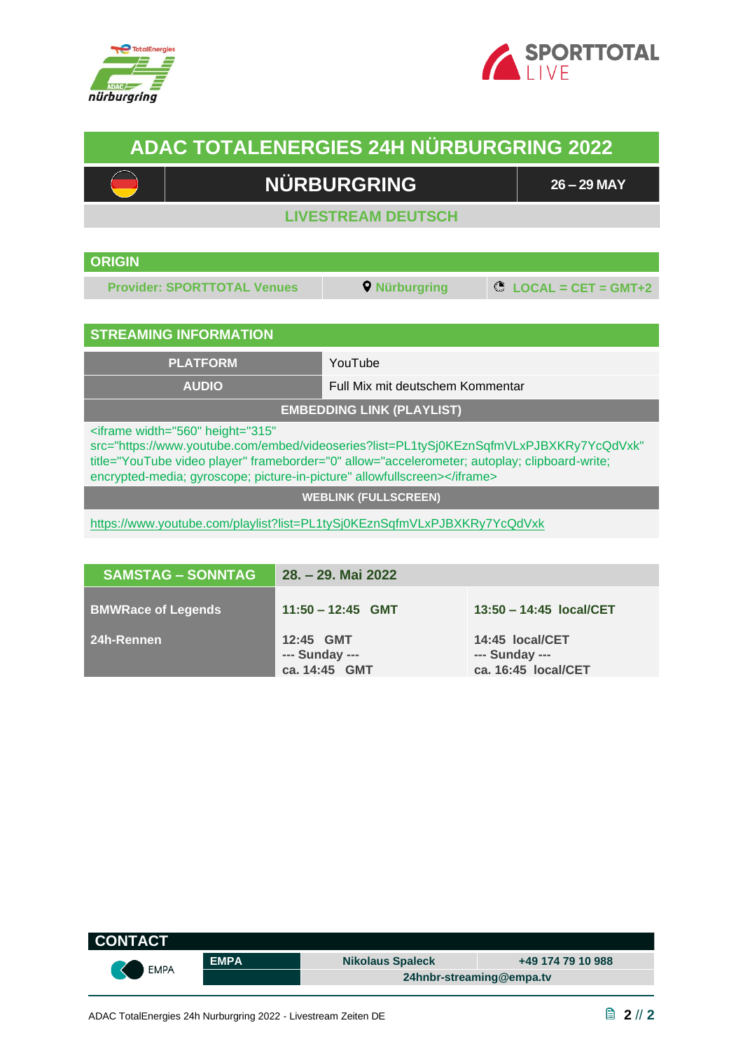# ADAC TOTALENERGIES 24H NÜRBURGRING 2022

| | NÜRBURGRING | 26 – 29 MAY |
|---|---|---|

## LIVESTREAM DEUTSCH

## ORIGIN

| Provider: SPORTTOTAL Venues | Nürburgring | LOCAL = CET = GMT+2 |
|---|---|---|

## STREAMING INFORMATION

| | |
|---|---|
| PLATFORM | YouTube |
| AUDIO | Full Mix mit deutschem Kommentar |

**EMBEDDING LINK (PLAYLIST)**

```
<iframe width="560" height="315" src="https://www.youtube.com/embed/videoseries?list=PL1tySj0KEznSqfmVLxPJBXKRy7YcQdVxk" title="YouTube video player" frameborder="0" allow="accelerometer; autoplay; clipboard-write; encrypted-media; gyroscope; picture-in-picture" allowfullscreen></iframe>
```

**WEBLINK (FULLSCREEN)**

https://www.youtube.com/playlist?list=PL1tySj0KEznSqfmVLxPJBXKRy7YcQdVxk

| SAMSTAG – SONNTAG | 28. – 29. Mai 2022 | |
|---|---|---|
| BMWRace of Legends | 11:50 – 12:45 GMT | 13:50 – 14:45 local/CET |
| 24h-Rennen | 12:45 GMT<br>--- Sunday ---<br>ca. 14:45 GMT | 14:45 local/CET<br>--- Sunday ---<br>ca. 16:45 local/CET |

## CONTACT

| | | | |
|---|---|---|---|
| EMPA | EMPA | Nikolaus Spaleck | +49 174 79 10 988 |
| | | 24hnbr-streaming@empa.tv | |